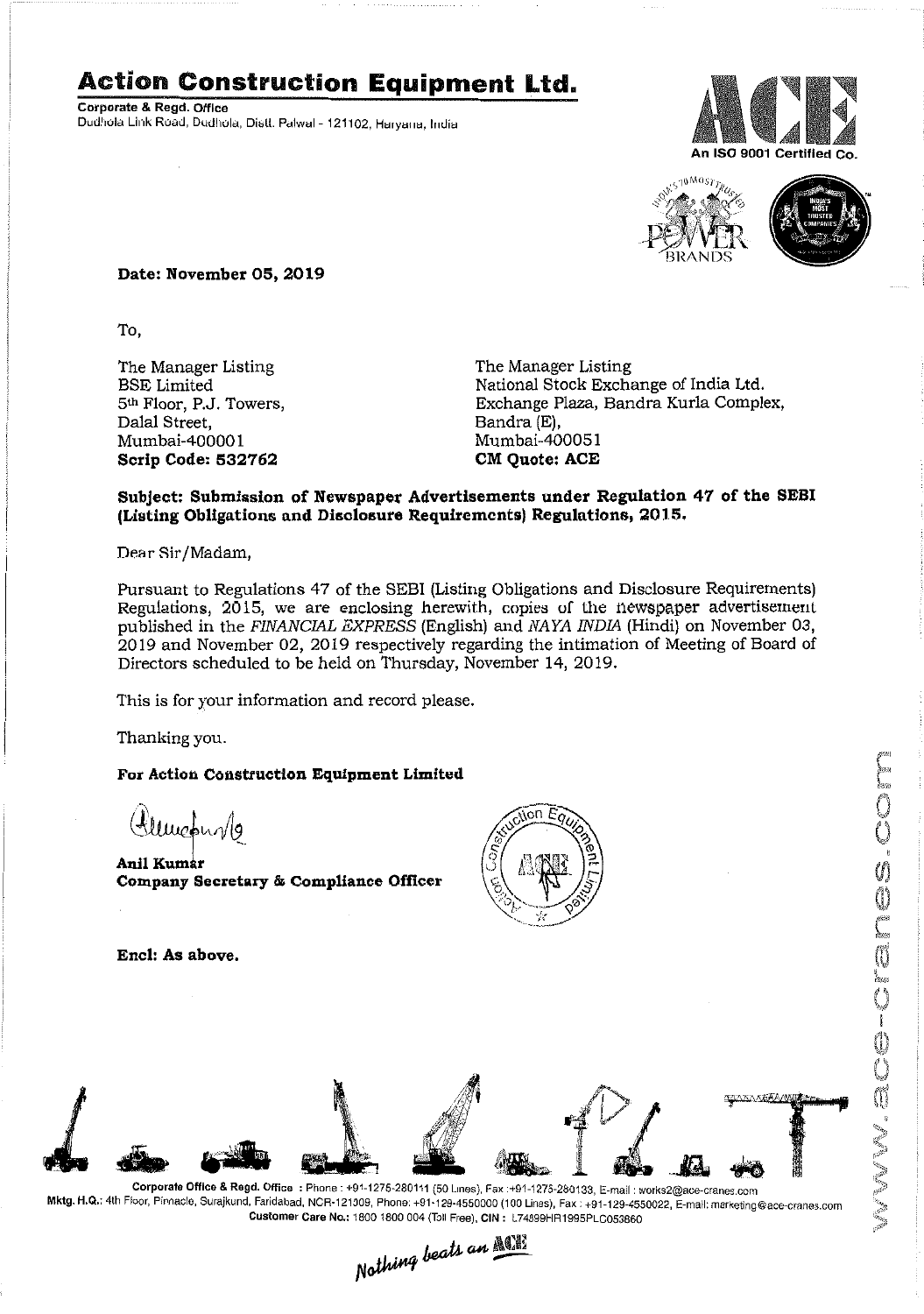# Action Construction Equipment Ltd.

**Corporate & Regd. Office**
Dudhola Link Road, Dudhola, Distt. Palwal - 121102, Haryana, India

An ISO 9001 Certified Co.

**Date: November 05, 2019**

To,

The Manager Listing
BSE Limited
5th Floor, P.J. Towers,
Dalal Street,
Mumbai-400001
**Scrip Code: 532762**

The Manager Listing
National Stock Exchange of India Ltd.
Exchange Plaza, Bandra Kurla Complex,
Bandra (E),
Mumbai-400051
**CM Quote: ACE**

**Subject: Submission of Newspaper Advertisements under Regulation 47 of the SEBI (Listing Obligations and Disclosure Requirements) Regulations, 2015.**

Dear Sir/Madam,

Pursuant to Regulations 47 of the SEBI (Listing Obligations and Disclosure Requirements) Regulations, 2015, we are enclosing herewith, copies of the newspaper advertisement published in the *FINANCIAL EXPRESS* (English) and *NAYA INDIA* (Hindi) on November 03, 2019 and November 02, 2019 respectively regarding the intimation of Meeting of Board of Directors scheduled to be held on Thursday, November 14, 2019.

This is for your information and record please.

Thanking you.

**For Action Construction Equipment Limited**

**Anil Kumar**
**Company Secretary & Compliance Officer**

**Encl: As above.**

**Corporate Office & Regd. Office** : Phone : +91-1275-280111 (50 Lines), Fax :+91-1275-280133, E-mail : works2@ace-cranes.com
**Mktg. H.Q.**: 4th Floor, Pinnacle, Surajkund, Faridabad, NCR-121009, Phone: +91-129-4550000 (100 Lines), Fax : +91-129-4550022, E-mail: marketing@ace-cranes.com
**Customer Care No.**: 1800 1800 004 (Toll Free), **CIN** : L74899HR1995PLC053860

*Nothing beats an ACE*

www.ace-cranes.com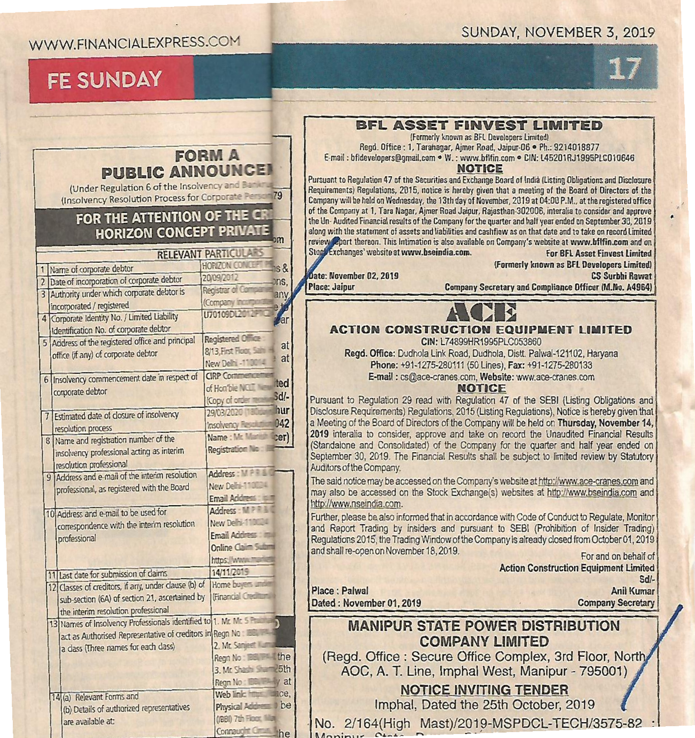# FORM A
## PUBLIC ANNOUNCE

(Under Regulation 6 of the Insolvency and Bankru
(Insolvency Resolution Process for Corporate Person

### FOR THE ATTENTION OF THE CR
### HORIZON CONCEPT PRIVATE

| RELEVANT PARTICULARS | | |
|---|---|---|
| 1 | Name of corporate debtor | HORIZON CONCEPT |
| 2 | Date of incorporation of corporate debtor | 20/09/2012 |
| 3 | Authority under which corporate debtor is incorporated / registered | Registrar of Compa (Company incorpora |
| 4 | Corporate Identity No. / Limited Liability Identification No. of corporate debtor | U70109DL2012PTC |
| 5 | Address of the registered office and principal office (if any) of corporate debtor | Registered Office 8/13, First Floor, S New Delhi -110014 |
| 6 | Insolvency commencement date in respect of corporate debtor | CIRP Commencemen of Hon'ble NCLT, N (Copy of order rece |
| 7 | Estimated date of closure of insolvency resolution process | 29/03/2020 (180 da Insolvency Resolutio |
| 8 | Name and registration number of the insolvency professional acting as interim resolution professional | Name : Mr. Manish Registration No. : IB |
| 9 | Address and e-mail of the interim resolution professional, as registered with the Board | Address : M P R & C New Delhi-110024 Email Address : |
| 10 | Address and e-mail to be used for correspondence with the interim resolution professional | Address : M P R & New Delhi-110024 Email Address : Online Claim Subm https://www.mr |
| 11 | Last date for submission of claims | 14/11/2019 |
| 12 | Classes of creditors, if any, under clause (b) of sub-section (6A) of section 21, ascertained by the interim resolution professional | Home buyers under (Financial Creditors |
| 13 | Names of Insolvency Professionals identified to act as Authorised Representative of creditors in a class (Three names for each class) | 1. Mr. Mr. S P Regn No : IBBI/IPA 2. Mr. Sanjeet Kum Regn No : IBBI/IPA 3. Mr. Shashi Shar Regn No : IBBI/IPA |
| 14 | (a) Relevant Forms and (b) Details of authorized representatives are available at: | Web link: https:// Physical Address (IBBI) 7th Floor, M Connaught Circus |

79 ... om ... s & ... ns, ... any ... e to ... ear ... at ... at ... ted ... Sd/- ... hur ... 042 ... cer) ... the ... 5th ... y at ... ce, ... be ... he

---

# BFL ASSET FINVEST LIMITED

(Formerly known as BFL Developers Limited)
Regd. Office : 1, Tarahagar, Ajmer Road, Jaipur-06 • Ph.: 9214018877
E-mail : bfldevelopers@gmail.com • W. : www.bflfin.com • CIN: L45201RJ1995PLC010646

## NOTICE

Pursuant to Regulation 47 of the Securities and Exchange Board of India (Listing Obligations and Disclosure Requirements) Regulations, 2015, notice is hereby given that a meeting of the Board of Directors of the Company will be held on Wednesday, the 13th day of November, 2019 at 04:00 P.M., at the registered office of the Company at 1, Tara Nagar, Ajmer Road Jaipur, Rajasthan-302006, interalia to consider and approve the Un- Audited Financial results of the Company for the quarter and half year ended on September 30, 2019 along with the statement of assets and liabilities and cashflow as on that date and to take on record Limited review report thereon. This Intimation is also available on Company's website at www.bflfin.com and on Stock Exchanges' website at www.bseindia.com.

**For BFL Asset Finvest Limited**
**(Formerly known as BFL Developers Limited)**
**CS Surbhi Rawat**
**Company Secretary and Compliance Officer (M.No. A4964)**

**Date: November 02, 2019**
**Place: Jaipur**

---

# ACE

## ACTION CONSTRUCTION EQUIPMENT LIMITED

**CIN:** L74899HR1995PLC053860
**Regd. Office:** Dudhola Link Road, Dudhola, Distt. Palwal-121102, Haryana
**Phone:** +91-1275-280111 (50 Lines), **Fax:** +91-1275-280133
**E-mail :** cs@ace-cranes.com, **Website:** www.ace-cranes.com

## NOTICE

Pursuant to Regulation 29 read with Regulation 47 of the SEBI (Listing Obligations and Disclosure Requirements) Regulations, 2015 (Listing Regulations), Notice is hereby given that a Meeting of the Board of Directors of the Company will be held on **Thursday, November 14, 2019** interalia to consider, approve and take on record the Unaudited Financial Results (Standalone and Consolidated) of the Company for the quarter and half year ended on September 30, 2019. The Financial Results shall be subject to limited review by Statutory Auditors of the Company.

The said notice may be accessed on the Company's website at http://www.ace-cranes.com and may also be accessed on the Stock Exchange(s) websites at http://www.bseindia.com and http://www.nseindia.com.

Further, please be also informed that in accordance with Code of Conduct to Regulate, Monitor and Report Trading by insiders and pursuant to SEBI (Prohibition of Insider Trading) Regulations 2015, the Trading Window of the Company is already closed from October 01, 2019 and shall re-open on November 18, 2019.

For and on behalf of
**Action Construction Equipment Limited**
**Sd/-**
**Anil Kumar**
**Company Secretary**

**Place : Palwal**
**Dated : November 01, 2019**

---

# MANIPUR STATE POWER DISTRIBUTION COMPANY LIMITED

(Regd. Office : Secure Office Complex, 3rd Floor, North AOC, A. T. Line, Imphal West, Manipur - 795001)

## NOTICE INVITING TENDER

Imphal, Dated the 25th October, 2019

No. 2/164(High Mast)/2019-MSPDCL-TECH/3575-82 :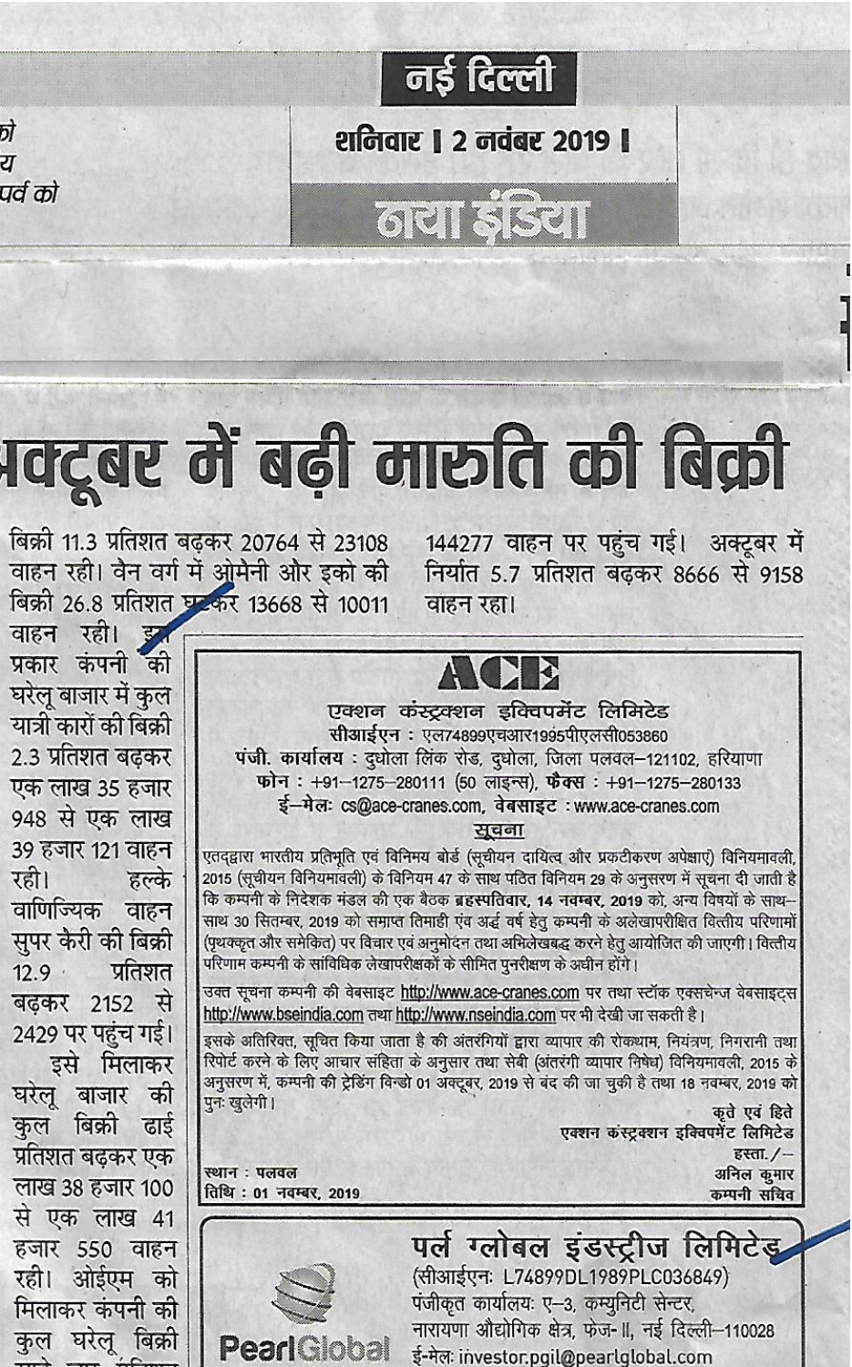नई दिल्ली

शनिवार | 2 नवंबर 2019 |

नया इंडिया

# अक्टूबर में बढ़ी मारुति की बिक्री

बिक्री 11.3 प्रतिशत बढ़कर 20764 से 23108 वाहन रही। वैन वर्ग में ओमेनी और इको की बिक्री 26.8 प्रतिशत घटकर 13668 से 10011 वाहन रही। इस प्रकार कंपनी की घरेलू बाजार में कुल यात्री कारों की बिक्री 2.3 प्रतिशत बढ़कर एक लाख 35 हजार 948 से एक लाख 39 हजार 121 वाहन रही। हल्के वाणिज्यिक वाहन सुपर कैरी की बिक्री 12.9 प्रतिशत बढ़कर 2152 से 2429 पर पहुंच गई। इसे मिलाकर घरेलू बाजार की कुल बिक्री ढाई प्रतिशत बढ़कर एक लाख 38 हजार 100 से एक लाख 41 हजार 550 वाहन रही। ओईएम को मिलाकर कंपनी की कुल घरेलू बिक्री

144277 वाहन पर पहुंच गई। अक्टूबर में निर्यात 5.7 प्रतिशत बढ़कर 8666 से 9158 वाहन रहा।

---

## ACE

**एक्शन कंस्ट्रक्शन इक्विपमेंट लिमिटेड**

**सीआईएन : एल74899एचआर1995पीएलसी053860**

**पंजी. कार्यालय : दुधोला लिंक रोड, दुधोला, जिला पलवल–121102, हरियाणा**

**फोन : +91–1275–280111 (50 लाइन्स), फैक्स : +91–1275–280133**

**ई–मेलः cs@ace-cranes.com, वेबसाइट : www.ace-cranes.com**

**सूचना**

एतद्द्वारा भारतीय प्रतिभूति एवं विनिमय बोर्ड (सूचीयन दायित्व और प्रकटीकरण अपेक्षाएं) विनियमावली, 2015 (सूचीयन विनियमावली) के विनियम 47 के साथ पठित विनियम 29 के अनुसरण में सूचना दी जाती है कि कम्पनी के निदेशक मंडल की एक बैठक **ब्रहस्पतिवार, 14 नवम्बर, 2019** को, अन्य विषयों के साथ–साथ 30 सितम्बर, 2019 को समाप्त तिमाही एंव अर्द्ध वर्ष हेतु कम्पनी के अलेखापरीक्षित वित्तीय परिणामों (पृथक्कृत और समेकित) पर विचार एवं अनुमोदन तथा अभिलेखबद्ध करने हेतु आयोजित की जाएगी। वित्तीय परिणाम कम्पनी के सांविधिक लेखापरीक्षकों के सीमित पुनरीक्षण के अधीन होंगे।

उक्त सूचना कम्पनी की वेबसाइट http://www.ace-cranes.com पर तथा स्टॉक एक्सचेन्ज वेबसाइट्स http://www.bseindia.com तथा http://www.nseindia.com पर भी देखी जा सकती है।

इसके अतिरिक्त, सूचित किया जाता है की अंतरंगियों द्वारा व्यापार की रोकथाम, नियंत्रण, निगरानी तथा रिपोर्ट करने के लिए आचार संहिता के अनुसार तथा सेबी (अंतरंगी व्यापार निषेध) विनियमावली, 2015 के अनुसरण में, कम्पनी की ट्रेडिंग विन्डो 01 अक्टूबर, 2019 से बंद की जा चुकी है तथा 18 नवम्बर, 2019 को पुनः खुलेगी।

कृते एवं हिते
एक्शन कंस्ट्रक्शन इक्विपमेंट लिमिटेड
हस्ता. /–
अनिल कुमार
कम्पनी सचिव

स्थान : पलवल
तिथि : 01 नवम्बर, 2019

---

PearlGlobal

**पर्ल ग्लोबल इंडस्ट्रीज लिमिटेड**

(सीआईएनः L74899DL1989PLC036849)

पंजीकृत कार्यालयः ए–3, कम्युनिटी सेन्टर, नारायणा औद्योगिक क्षेत्र, फेज- II, नई दिल्ली–110028

ई-मेलः investor.pgil@pearlglobal.com